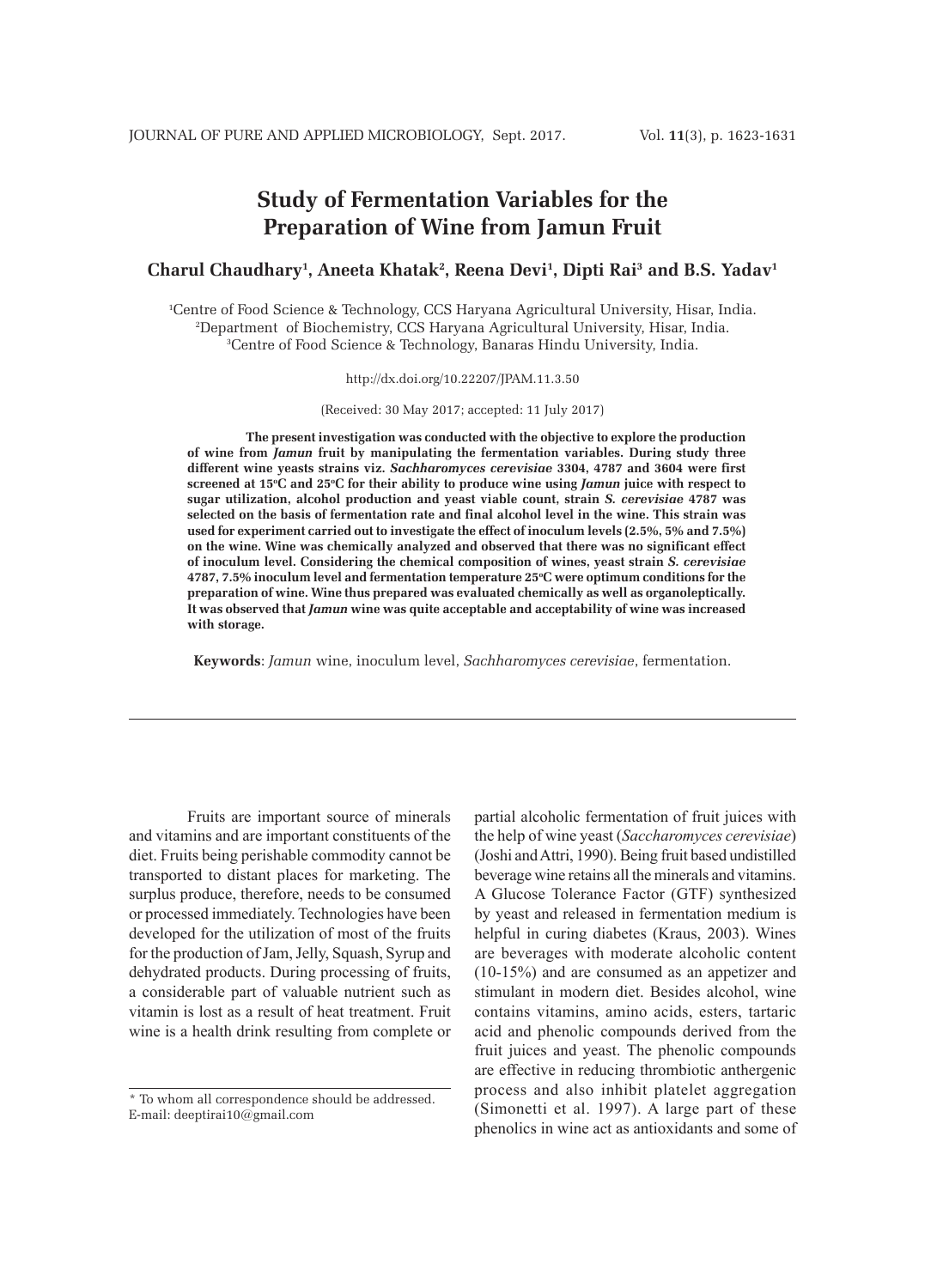# Study of Fermentation Variables for the Preparation of Wine from Jamun Fruit

**Charul Chaudhary[1], Aneeta Khatak[2], Reena Devi[1], Dipti Rai[3] and B.S. Yadav[1]**

[1]Centre of Food Science & Technology, CCS Haryana Agricultural University, Hisar, India.
[2]Department of Biochemistry, CCS Haryana Agricultural University, Hisar, India.
[3]Centre of Food Science & Technology, Banaras Hindu University, India.

http://dx.doi.org/10.22207/JPAM.11.3.50

(Received: 30 May 2017; accepted: 11 July 2017)

**The present investigation was conducted with the objective to explore the production of wine from *Jamun* fruit by manipulating the fermentation variables. During study three different wine yeasts strains viz. *Sachharomyces cerevisiae* 3304, 4787 and 3604 were first screened at 15ºC and 25ºC for their ability to produce wine using *Jamun* juice with respect to sugar utilization, alcohol production and yeast viable count, strain *S. cerevisiae* 4787 was selected on the basis of fermentation rate and final alcohol level in the wine. This strain was used for experiment carried out to investigate the effect of inoculum levels (2.5%, 5% and 7.5%) on the wine. Wine was chemically analyzed and observed that there was no significant effect of inoculum level. Considering the chemical composition of wines, yeast strain *S. cerevisiae* 4787, 7.5% inoculum level and fermentation temperature 25ºC were optimum conditions for the preparation of wine. Wine thus prepared was evaluated chemically as well as organoleptically. It was observed that *Jamun* wine was quite acceptable and acceptability of wine was increased with storage.**

**Keywords**: *Jamun* wine, inoculum level, *Sachharomyces cerevisiae*, fermentation.

---

Fruits are important source of minerals and vitamins and are important constituents of the diet. Fruits being perishable commodity cannot be transported to distant places for marketing. The surplus produce, therefore, needs to be consumed or processed immediately. Technologies have been developed for the utilization of most of the fruits for the production of Jam, Jelly, Squash, Syrup and dehydrated products. During processing of fruits, a considerable part of valuable nutrient such as vitamin is lost as a result of heat treatment. Fruit wine is a health drink resulting from complete or partial alcoholic fermentation of fruit juices with the help of wine yeast (*Saccharomyces cerevisiae*) (Joshi and Attri, 1990). Being fruit based undistilled beverage wine retains all the minerals and vitamins. A Glucose Tolerance Factor (GTF) synthesized by yeast and released in fermentation medium is helpful in curing diabetes (Kraus, 2003). Wines are beverages with moderate alcoholic content (10-15%) and are consumed as an appetizer and stimulant in modern diet. Besides alcohol, wine contains vitamins, amino acids, esters, tartaric acid and phenolic compounds derived from the fruit juices and yeast. The phenolic compounds are effective in reducing thrombiotic anthergenic process and also inhibit platelet aggregation (Simonetti et al. 1997). A large part of these phenolics in wine act as antioxidants and some of

\* To whom all correspondence should be addressed.
E-mail: deeptirai10@gmail.com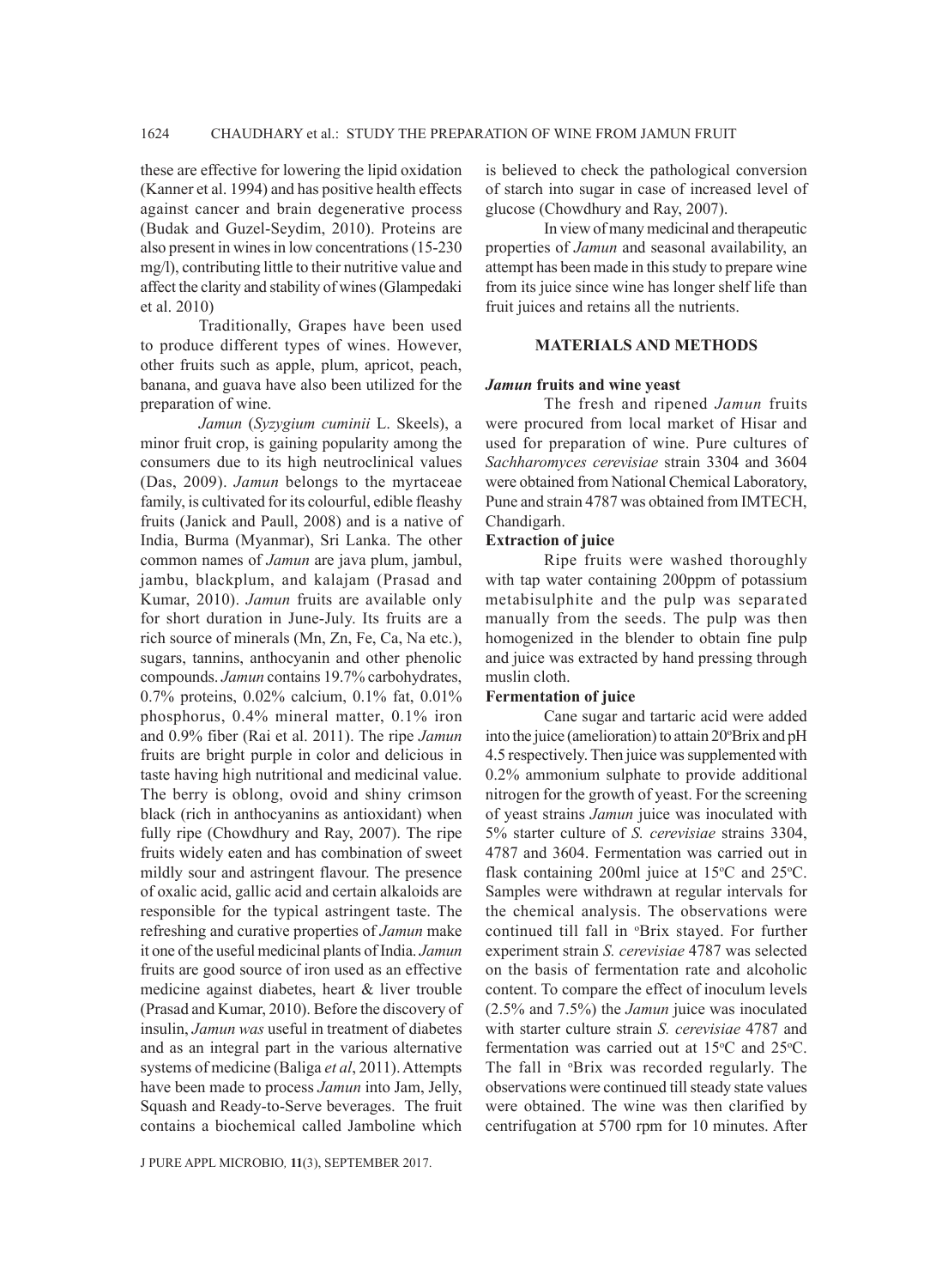these are effective for lowering the lipid oxidation (Kanner et al. 1994) and has positive health effects against cancer and brain degenerative process (Budak and Guzel-Seydim, 2010). Proteins are also present in wines in low concentrations (15-230 mg/l), contributing little to their nutritive value and affect the clarity and stability of wines (Glampedaki et al. 2010)

Traditionally, Grapes have been used to produce different types of wines. However, other fruits such as apple, plum, apricot, peach, banana, and guava have also been utilized for the preparation of wine.

*Jamun* (*Syzygium cuminii* L. Skeels), a minor fruit crop, is gaining popularity among the consumers due to its high neutroclinical values (Das, 2009). *Jamun* belongs to the myrtaceae family, is cultivated for its colourful, edible fleshy fruits (Janick and Paull, 2008) and is a native of India, Burma (Myanmar), Sri Lanka. The other common names of *Jamun* are java plum, jambul, jambu, blackplum, and kalajam (Prasad and Kumar, 2010). *Jamun* fruits are available only for short duration in June-July. Its fruits are a rich source of minerals (Mn, Zn, Fe, Ca, Na etc.), sugars, tannins, anthocyanin and other phenolic compounds. *Jamun* contains 19.7% carbohydrates, 0.7% proteins, 0.02% calcium, 0.1% fat, 0.01% phosphorus, 0.4% mineral matter, 0.1% iron and 0.9% fiber (Rai et al. 2011). The ripe *Jamun* fruits are bright purple in color and delicious in taste having high nutritional and medicinal value. The berry is oblong, ovoid and shiny crimson black (rich in anthocyanins as antioxidant) when fully ripe (Chowdhury and Ray, 2007). The ripe fruits widely eaten and has combination of sweet mildly sour and astringent flavour. The presence of oxalic acid, gallic acid and certain alkaloids are responsible for the typical astringent taste. The refreshing and curative properties of *Jamun* make it one of the useful medicinal plants of India. *Jamun* fruits are good source of iron used as an effective medicine against diabetes, heart & liver trouble (Prasad and Kumar, 2010). Before the discovery of insulin, *Jamun was* useful in treatment of diabetes and as an integral part in the various alternative systems of medicine (Baliga *et al*, 2011). Attempts have been made to process *Jamun* into Jam, Jelly, Squash and Ready-to-Serve beverages. The fruit contains a biochemical called Jamboline which is believed to check the pathological conversion of starch into sugar in case of increased level of glucose (Chowdhury and Ray, 2007).

In view of many medicinal and therapeutic properties of *Jamun* and seasonal availability, an attempt has been made in this study to prepare wine from its juice since wine has longer shelf life than fruit juices and retains all the nutrients.

## MATERIALS AND METHODS

### *Jamun* fruits and wine yeast

The fresh and ripened *Jamun* fruits were procured from local market of Hisar and used for preparation of wine. Pure cultures of *Sachharomyces cerevisiae* strain 3304 and 3604 were obtained from National Chemical Laboratory, Pune and strain 4787 was obtained from IMTECH, Chandigarh.

### Extraction of juice

Ripe fruits were washed thoroughly with tap water containing 200ppm of potassium metabisulphite and the pulp was separated manually from the seeds. The pulp was then homogenized in the blender to obtain fine pulp and juice was extracted by hand pressing through muslin cloth.

### Fermentation of juice

Cane sugar and tartaric acid were added into the juice (amelioration) to attain 20°Brix and pH 4.5 respectively. Then juice was supplemented with 0.2% ammonium sulphate to provide additional nitrogen for the growth of yeast. For the screening of yeast strains *Jamun* juice was inoculated with 5% starter culture of *S. cerevisiae* strains 3304, 4787 and 3604. Fermentation was carried out in flask containing 200ml juice at 15°C and 25°C. Samples were withdrawn at regular intervals for the chemical analysis. The observations were continued till fall in °Brix stayed. For further experiment strain *S. cerevisiae* 4787 was selected on the basis of fermentation rate and alcoholic content. To compare the effect of inoculum levels (2.5% and 7.5%) the *Jamun* juice was inoculated with starter culture strain *S. cerevisiae* 4787 and fermentation was carried out at 15°C and 25°C. The fall in °Brix was recorded regularly. The observations were continued till steady state values were obtained. The wine was then clarified by centrifugation at 5700 rpm for 10 minutes. After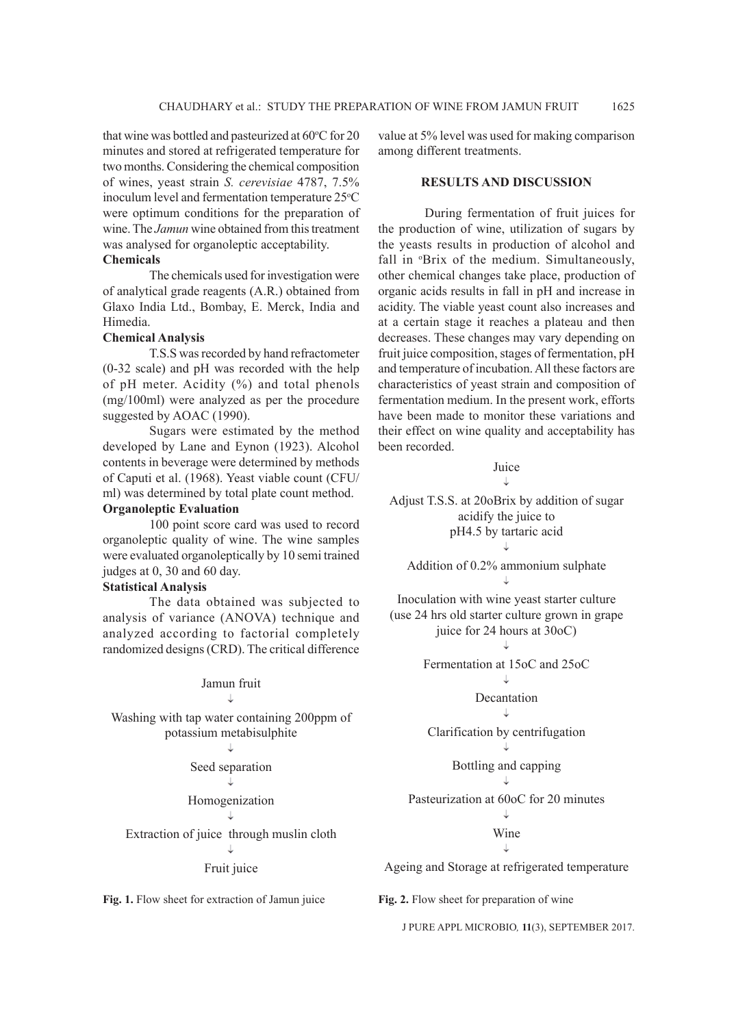that wine was bottled and pasteurized at 60°C for 20 minutes and stored at refrigerated temperature for two months. Considering the chemical composition of wines, yeast strain *S. cerevisiae* 4787, 7.5% inoculum level and fermentation temperature 25°C were optimum conditions for the preparation of wine. The *Jamun* wine obtained from this treatment was analysed for organoleptic acceptability.

**Chemicals**

The chemicals used for investigation were of analytical grade reagents (A.R.) obtained from Glaxo India Ltd., Bombay, E. Merck, India and Himedia.

**Chemical Analysis**

T.S.S was recorded by hand refractometer (0-32 scale) and pH was recorded with the help of pH meter. Acidity (%) and total phenols (mg/100ml) were analyzed as per the procedure suggested by AOAC (1990).

Sugars were estimated by the method developed by Lane and Eynon (1923). Alcohol contents in beverage were determined by methods of Caputi et al. (1968). Yeast viable count (CFU/ml) was determined by total plate count method.

**Organoleptic Evaluation**

100 point score card was used to record organoleptic quality of wine. The wine samples were evaluated organoleptically by 10 semi trained judges at 0, 30 and 60 day.

**Statistical Analysis**

The data obtained was subjected to analysis of variance (ANOVA) technique and analyzed according to factorial completely randomized designs (CRD). The critical difference value at 5% level was used for making comparison among different treatments.

Jamun fruit
↓
Washing with tap water containing 200ppm of potassium metabisulphite
↓
Seed separation
↓
Homogenization
↓
Extraction of juice through muslin cloth
↓
Fruit juice

**Fig. 1.** Flow sheet for extraction of Jamun juice

## RESULTS AND DISCUSSION

During fermentation of fruit juices for the production of wine, utilization of sugars by the yeasts results in production of alcohol and fall in °Brix of the medium. Simultaneously, other chemical changes take place, production of organic acids results in fall in pH and increase in acidity. The viable yeast count also increases and at a certain stage it reaches a plateau and then decreases. These changes may vary depending on fruit juice composition, stages of fermentation, pH and temperature of incubation. All these factors are characteristics of yeast strain and composition of fermentation medium. In the present work, efforts have been made to monitor these variations and their effect on wine quality and acceptability has been recorded.

Juice
↓
Adjust T.S.S. at 20oBrix by addition of sugar acidify the juice to pH4.5 by tartaric acid
↓
Addition of 0.2% ammonium sulphate
↓
Inoculation with wine yeast starter culture (use 24 hrs old starter culture grown in grape juice for 24 hours at 30oC)
↓
Fermentation at 15oC and 25oC
↓
Decantation
↓
Clarification by centrifugation
↓
Bottling and capping
↓
Pasteurization at 60oC for 20 minutes
↓
Wine
↓
Ageing and Storage at refrigerated temperature

**Fig. 2.** Flow sheet for preparation of wine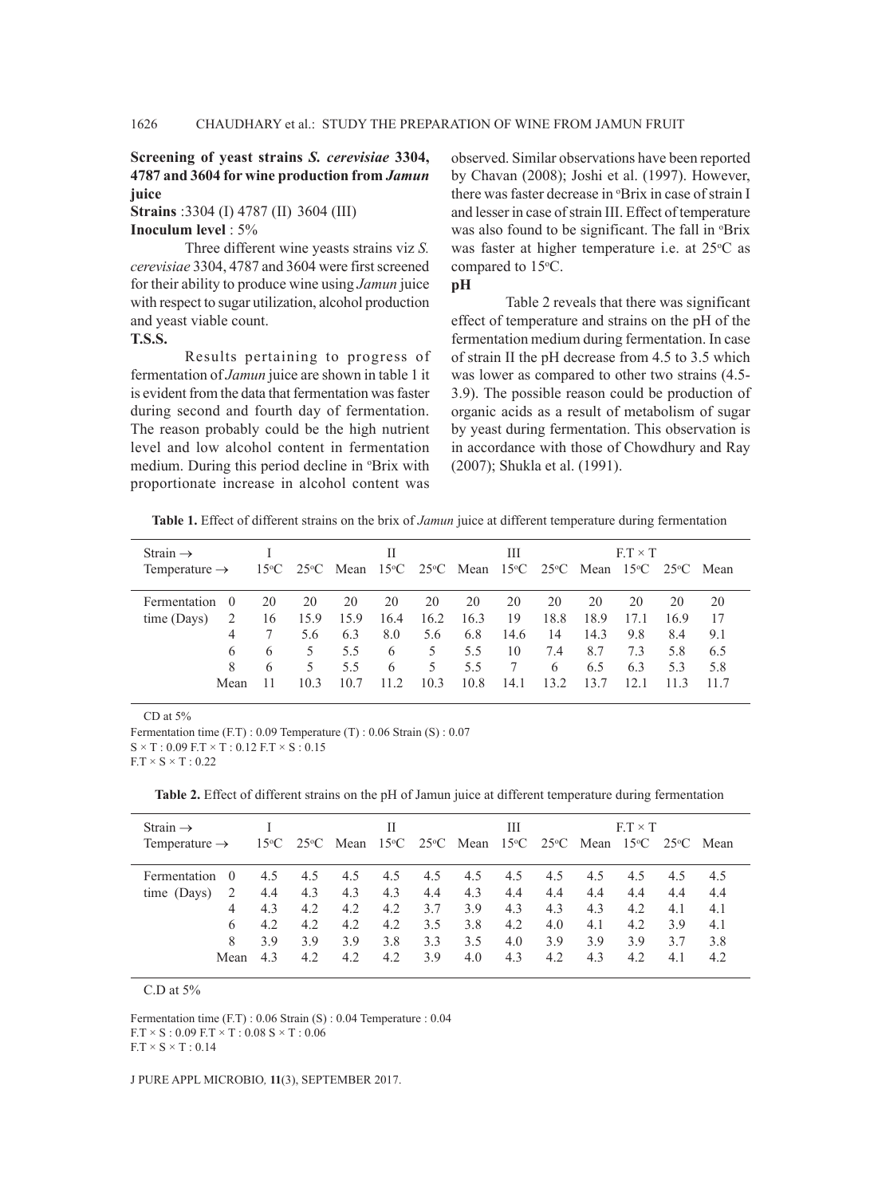**Screening of yeast strains *S. cerevisiae* 3304, 4787 and 3604 for wine production from *Jamun* juice**

**Strains** :3304 (I) 4787 (II) 3604 (III)

**Inoculum level** : 5%

Three different wine yeasts strains viz *S. cerevisiae* 3304, 4787 and 3604 were first screened for their ability to produce wine using *Jamun* juice with respect to sugar utilization, alcohol production and yeast viable count.

**T.S.S.**

Results pertaining to progress of fermentation of *Jamun* juice are shown in table 1 it is evident from the data that fermentation was faster during second and fourth day of fermentation. The reason probably could be the high nutrient level and low alcohol content in fermentation medium. During this period decline in °Brix with proportionate increase in alcohol content was observed. Similar observations have been reported by Chavan (2008); Joshi et al. (1997). However, there was faster decrease in °Brix in case of strain I and lesser in case of strain III. Effect of temperature was also found to be significant. The fall in °Brix was faster at higher temperature i.e. at 25°C as compared to 15°C.

**pH**

Table 2 reveals that there was significant effect of temperature and strains on the pH of the fermentation medium during fermentation. In case of strain II the pH decrease from 4.5 to 3.5 which was lower as compared to other two strains (4.5-3.9). The possible reason could be production of organic acids as a result of metabolism of sugar by yeast during fermentation. This observation is in accordance with those of Chowdhury and Ray (2007); Shukla et al. (1991).

**Table 1.** Effect of different strains on the brix of *Jamun* juice at different temperature during fermentation

| Strain → | | I | | | II | | | III | | | F.T × T | | |
|---|---|---|---|---|---|---|---|---|---|---|---|---|---|
| Temperature → | | 15°C | 25°C | Mean | 15°C | 25°C | Mean | 15°C | 25°C | Mean | 15°C | 25°C | Mean |
| Fermentation time (Days) | 0 | 20 | 20 | 20 | 20 | 20 | 20 | 20 | 20 | 20 | 20 | 20 | 20 |
| | 2 | 16 | 15.9 | 15.9 | 16.4 | 16.2 | 16.3 | 19 | 18.8 | 18.9 | 17.1 | 16.9 | 17 |
| | 4 | 7 | 5.6 | 6.3 | 8.0 | 5.6 | 6.8 | 14.6 | 14 | 14.3 | 9.8 | 8.4 | 9.1 |
| | 6 | 6 | 5 | 5.5 | 6 | 5 | 5.5 | 10 | 7.4 | 8.7 | 7.3 | 5.8 | 6.5 |
| | 8 | 6 | 5 | 5.5 | 6 | 5 | 5.5 | 7 | 6 | 6.5 | 6.3 | 5.3 | 5.8 |
| | Mean | 11 | 10.3 | 10.7 | 11.2 | 10.3 | 10.8 | 14.1 | 13.2 | 13.7 | 12.1 | 11.3 | 11.7 |

CD at 5%

Fermentation time (F.T) : 0.09 Temperature (T) : 0.06 Strain (S) : 0.07

S × T : 0.09 F.T × T : 0.12 F.T × S : 0.15

F.T × S × T : 0.22

**Table 2.** Effect of different strains on the pH of Jamun juice at different temperature during fermentation

| Strain → | | I | | | II | | | III | | | F.T × T | | |
|---|---|---|---|---|---|---|---|---|---|---|---|---|---|
| Temperature → | | 15°C | 25°C | Mean | 15°C | 25°C | Mean | 15°C | 25°C | Mean | 15°C | 25°C | Mean |
| Fermentation time (Days) | 0 | 4.5 | 4.5 | 4.5 | 4.5 | 4.5 | 4.5 | 4.5 | 4.5 | 4.5 | 4.5 | 4.5 | 4.5 |
| | 2 | 4.4 | 4.3 | 4.3 | 4.3 | 4.4 | 4.3 | 4.4 | 4.4 | 4.4 | 4.4 | 4.4 | 4.4 |
| | 4 | 4.3 | 4.2 | 4.2 | 4.2 | 3.7 | 3.9 | 4.3 | 4.3 | 4.3 | 4.2 | 4.1 | 4.1 |
| | 6 | 4.2 | 4.2 | 4.2 | 4.2 | 3.5 | 3.8 | 4.2 | 4.0 | 4.1 | 4.2 | 3.9 | 4.1 |
| | 8 | 3.9 | 3.9 | 3.9 | 3.8 | 3.3 | 3.5 | 4.0 | 3.9 | 3.9 | 3.9 | 3.7 | 3.8 |
| | Mean | 4.3 | 4.2 | 4.2 | 4.2 | 3.9 | 4.0 | 4.3 | 4.2 | 4.3 | 4.2 | 4.1 | 4.2 |

C.D at 5%

Fermentation time (F.T) : 0.06 Strain (S) : 0.04 Temperature : 0.04

F.T × S : 0.09 F.T × T : 0.08 S × T : 0.06

F.T × S × T : 0.14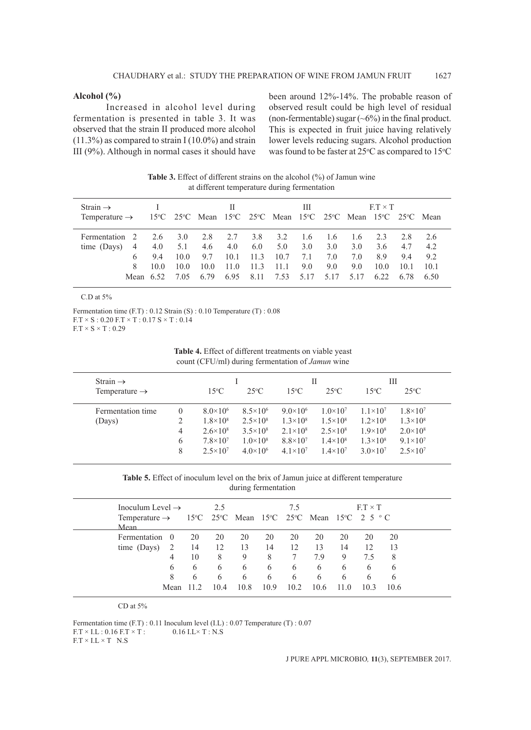**Alcohol (%)**

Increased in alcohol level during fermentation is presented in table 3. It was observed that the strain II produced more alcohol (11.3%) as compared to strain I (10.0%) and strain III (9%). Although in normal cases it should have been around 12%-14%. The probable reason of observed result could be high level of residual (non-fermentable) sugar (~6%) in the final product. This is expected in fruit juice having relatively lower levels reducing sugars. Alcohol production was found to be faster at 25°C as compared to 15°C

**Table 3.** Effect of different strains on the alcohol (%) of Jamun wine at different temperature during fermentation

| Strain → | | I | | | II | | | III | | | F.T × T | | |
|---|---|---|---|---|---|---|---|---|---|---|---|---|---|
| Temperature → | | 15°C | 25°C | Mean | 15°C | 25°C | Mean | 15°C | 25°C | Mean | 15°C | 25°C | Mean |
| Fermentation time (Days) | 2 | 2.6 | 3.0 | 2.8 | 2.7 | 3.8 | 3.2 | 1.6 | 1.6 | 1.6 | 2.3 | 2.8 | 2.6 |
| | 4 | 4.0 | 5.1 | 4.6 | 4.0 | 6.0 | 5.0 | 3.0 | 3.0 | 3.0 | 3.6 | 4.7 | 4.2 |
| | 6 | 9.4 | 10.0 | 9.7 | 10.1 | 11.3 | 10.7 | 7.1 | 7.0 | 7.0 | 8.9 | 9.4 | 9.2 |
| | 8 | 10.0 | 10.0 | 10.0 | 11.0 | 11.3 | 11.1 | 9.0 | 9.0 | 9.0 | 10.0 | 10.1 | 10.1 |
| | Mean | 6.52 | 7.05 | 6.79 | 6.95 | 8.11 | 7.53 | 5.17 | 5.17 | 5.17 | 6.22 | 6.78 | 6.50 |

C.D at 5%

Fermentation time (F.T) : 0.12 Strain (S) : 0.10 Temperature (T) : 0.08
F.T × S : 0.20 F.T × T : 0.17 S × T : 0.14
F.T × S × T : 0.29

**Table 4.** Effect of different treatments on viable yeast count (CFU/ml) during fermentation of *Jamun* wine

| Strain → | | I | | II | | III | |
|---|---|---|---|---|---|---|---|
| Temperature → | | 15°C | 25°C | 15°C | 25°C | 15°C | 25°C |
| Fermentation time (Days) | 0 | $8.0\times10^{6}$ | $8.5\times10^{6}$ | $9.0\times10^{6}$ | $1.0\times10^{7}$ | $1.1\times10^{7}$ | $1.8\times10^{7}$ |
| | 2 | $1.8\times10^{8}$ | $2.5\times10^{8}$ | $1.3\times10^{8}$ | $1.5\times10^{8}$ | $1.2\times10^{8}$ | $1.3\times10^{8}$ |
| | 4 | $2.6\times10^{8}$ | $3.5\times10^{8}$ | $2.1\times10^{8}$ | $2.5\times10^{8}$ | $1.9\times10^{8}$ | $2.0\times10^{8}$ |
| | 6 | $7.8\times10^{7}$ | $1.0\times10^{8}$ | $8.8\times10^{7}$ | $1.4\times10^{8}$ | $1.3\times10^{8}$ | $9.1\times10^{7}$ |
| | 8 | $2.5\times10^{7}$ | $4.0\times10^{6}$ | $4.1\times10^{7}$ | $1.4\times10^{7}$ | $3.0\times10^{7}$ | $2.5\times10^{7}$ |

**Table 5.** Effect of inoculum level on the brix of Jamun juice at different temperature during fermentation

| Inoculum Level → | | 2.5 | | | 7.5 | | | F.T × T | | |
|---|---|---|---|---|---|---|---|---|---|---|
| Temperature → | | 15°C | 25°C | Mean | 15°C | 25°C | Mean | 15°C | 25°C | Mean |
| Fermentation time (Days) | 0 | 20 | 20 | 20 | 20 | 20 | 20 | 20 | 20 | 20 |
| | 2 | 14 | 12 | 13 | 14 | 12 | 13 | 14 | 12 | 13 |
| | 4 | 10 | 8 | 9 | 8 | 7 | 7.9 | 9 | 7.5 | 8 |
| | 6 | 6 | 6 | 6 | 6 | 6 | 6 | 6 | 6 | 6 |
| | 8 | 6 | 6 | 6 | 6 | 6 | 6 | 6 | 6 | 6 |
| | Mean | 11.2 | 10.4 | 10.8 | 10.9 | 10.2 | 10.6 | 11.0 | 10.3 | 10.6 |

CD at 5%

Fermentation time (F.T) : 0.11 Inoculum level (I.L) : 0.07 Temperature (T) : 0.07
F.T × I.L : 0.16 F.T × T : 0.16 I.L× T : N.S
F.T × I.L × T N.S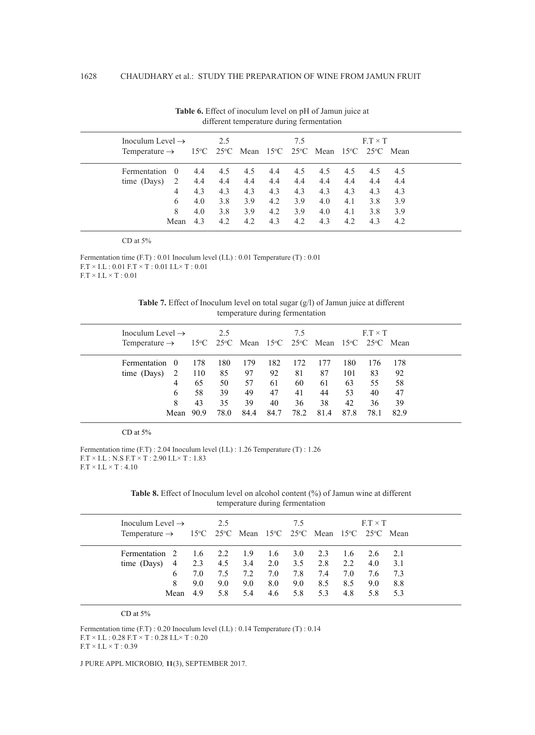**Table 6.** Effect of inoculum level on pH of Jamun juice at different temperature during fermentation

| Inoculum Level → | | 2.5 | | | 7.5 | | | F.T × T | | |
|---|---|---|---|---|---|---|---|---|---|---|
| Temperature → | | 15°C | 25°C | Mean | 15°C | 25°C | Mean | 15°C | 25°C | Mean |
| Fermentation time (Days) | 0 | 4.4 | 4.5 | 4.5 | 4.4 | 4.5 | 4.5 | 4.5 | 4.5 | 4.5 |
| | 2 | 4.4 | 4.4 | 4.4 | 4.4 | 4.4 | 4.4 | 4.4 | 4.4 | 4.4 |
| | 4 | 4.3 | 4.3 | 4.3 | 4.3 | 4.3 | 4.3 | 4.3 | 4.3 | 4.3 |
| | 6 | 4.0 | 3.8 | 3.9 | 4.2 | 3.9 | 4.0 | 4.1 | 3.8 | 3.9 |
| | 8 | 4.0 | 3.8 | 3.9 | 4.2 | 3.9 | 4.0 | 4.1 | 3.8 | 3.9 |
| | Mean | 4.3 | 4.2 | 4.2 | 4.3 | 4.2 | 4.3 | 4.2 | 4.3 | 4.2 |

CD at 5%

Fermentation time (F.T) : 0.01 Inoculum level (I.L) : 0.01 Temperature (T) : 0.01
F.T × I.L : 0.01 F.T × T : 0.01 I.L× T : 0.01
F.T × I.L × T : 0.01

**Table 7.** Effect of Inoculum level on total sugar (g/l) of Jamun juice at different temperature during fermentation

| Inoculum Level → | | 2.5 | | | 7.5 | | | F.T × T | | |
|---|---|---|---|---|---|---|---|---|---|---|
| Temperature → | | 15°C | 25°C | Mean | 15°C | 25°C | Mean | 15°C | 25°C | Mean |
| Fermentation time (Days) | 0 | 178 | 180 | 179 | 182 | 172 | 177 | 180 | 176 | 178 |
| | 2 | 110 | 85 | 97 | 92 | 81 | 87 | 101 | 83 | 92 |
| | 4 | 65 | 50 | 57 | 61 | 60 | 61 | 63 | 55 | 58 |
| | 6 | 58 | 39 | 49 | 47 | 41 | 44 | 53 | 40 | 47 |
| | 8 | 43 | 35 | 39 | 40 | 36 | 38 | 42 | 36 | 39 |
| | Mean | 90.9 | 78.0 | 84.4 | 84.7 | 78.2 | 81.4 | 87.8 | 78.1 | 82.9 |

CD at 5%

Fermentation time (F.T) : 2.04 Inoculum level (I.L) : 1.26 Temperature (T) : 1.26
F.T × I.L : N.S F.T × T : 2.90 I.L× T : 1.83
F.T × I.L × T : 4.10

**Table 8.** Effect of Inoculum level on alcohol content (%) of Jamun wine at different temperature during fermentation

| Inoculum Level → | | 2.5 | | | 7.5 | | | F.T × T | | |
|---|---|---|---|---|---|---|---|---|---|---|
| Temperature → | | 15°C | 25°C | Mean | 15°C | 25°C | Mean | 15°C | 25°C | Mean |
| Fermentation time (Days) | 2 | 1.6 | 2.2 | 1.9 | 1.6 | 3.0 | 2.3 | 1.6 | 2.6 | 2.1 |
| | 4 | 2.3 | 4.5 | 3.4 | 2.0 | 3.5 | 2.8 | 2.2 | 4.0 | 3.1 |
| | 6 | 7.0 | 7.5 | 7.2 | 7.0 | 7.8 | 7.4 | 7.0 | 7.6 | 7.3 |
| | 8 | 9.0 | 9.0 | 9.0 | 8.0 | 9.0 | 8.5 | 8.5 | 9.0 | 8.8 |
| | Mean | 4.9 | 5.8 | 5.4 | 4.6 | 5.8 | 5.3 | 4.8 | 5.8 | 5.3 |

CD at 5%

Fermentation time (F.T) : 0.20 Inoculum level (I.L) : 0.14 Temperature (T) : 0.14
F.T × I.L : 0.28 F.T × T : 0.28 I.L× T : 0.20
F.T × I.L × T : 0.39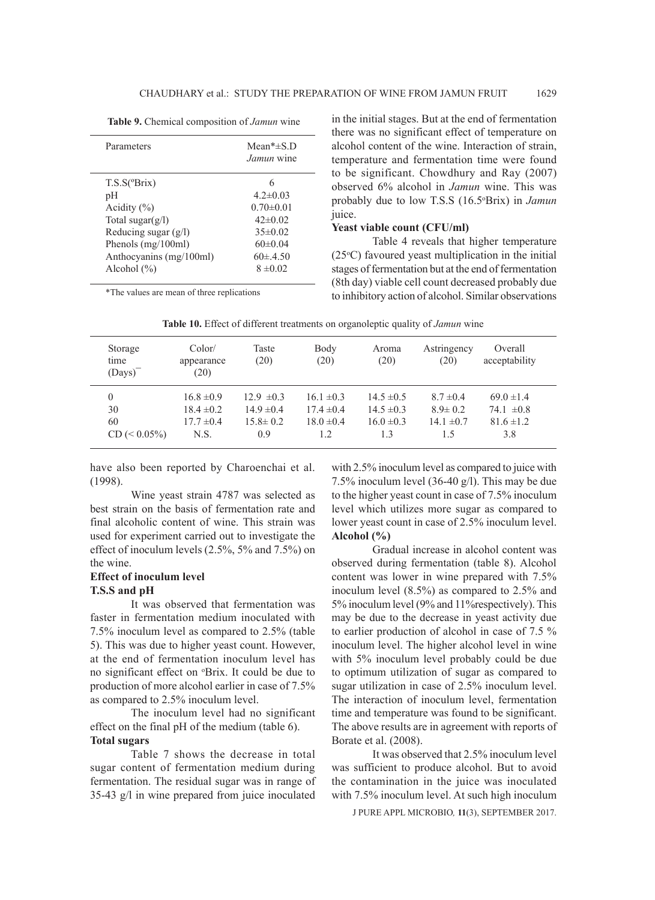**Table 9.** Chemical composition of *Jamun* wine

| Parameters | Mean*±S.D *Jamun* wine |
|---|---|
| T.S.S(ºBrix) | 6 |
| pH | 4.2±0.03 |
| Acidity (%) | 0.70±0.01 |
| Total sugar(g/l) | 42±0.02 |
| Reducing sugar (g/l) | 35±0.02 |
| Phenols (mg/100ml) | 60±0.04 |
| Anthocyanins (mg/100ml) | 60±.4.50 |
| Alcohol (%) | 8 ±0.02 |

*The values are mean of three replications

in the initial stages. But at the end of fermentation there was no significant effect of temperature on alcohol content of the wine. Interaction of strain, temperature and fermentation time were found to be significant. Chowdhury and Ray (2007) observed 6% alcohol in *Jamun* wine. This was probably due to low T.S.S (16.5ºBrix) in *Jamun* juice.

**Yeast viable count (CFU/ml)**

Table 4 reveals that higher temperature (25ºC) favoured yeast multiplication in the initial stages of fermentation but at the end of fermentation (8th day) viable cell count decreased probably due to inhibitory action of alcohol. Similar observations have also been reported by Charoenchai et al. (1998).

**Table 10.** Effect of different treatments on organoleptic quality of *Jamun* wine

| Storage time (Days)¯ | Color/ appearance (20) | Taste (20) | Body (20) | Aroma (20) | Astringency (20) | Overall acceptability |
|---|---|---|---|---|---|---|
| 0 | 16.8 ±0.9 | 12.9 ±0.3 | 16.1 ±0.3 | 14.5 ±0.5 | 8.7 ±0.4 | 69.0 ±1.4 |
| 30 | 18.4 ±0.2 | 14.9 ±0.4 | 17.4 ±0.4 | 14.5 ±0.3 | 8.9± 0.2 | 74.1 ±0.8 |
| 60 | 17.7 ±0.4 | 15.8± 0.2 | 18.0 ±0.4 | 16.0 ±0.3 | 14.1 ±0.7 | 81.6 ±1.2 |
| CD (< 0.05%) | N.S. | 0.9 | 1.2 | 1.3 | 1.5 | 3.8 |

Wine yeast strain 4787 was selected as best strain on the basis of fermentation rate and final alcoholic content of wine. This strain was used for experiment carried out to investigate the effect of inoculum levels (2.5%, 5% and 7.5%) on the wine.

**Effect of inoculum level**

**T.S.S and pH**

It was observed that fermentation was faster in fermentation medium inoculated with 7.5% inoculum level as compared to 2.5% (table 5). This was due to higher yeast count. However, at the end of fermentation inoculum level has no significant effect on ºBrix. It could be due to production of more alcohol earlier in case of 7.5% as compared to 2.5% inoculum level.

The inoculum level had no significant effect on the final pH of the medium (table 6).

**Total sugars**

Table 7 shows the decrease in total sugar content of fermentation medium during fermentation. The residual sugar was in range of 35-43 g/l in wine prepared from juice inoculated with 2.5% inoculum level as compared to juice with 7.5% inoculum level (36-40 g/l). This may be due to the higher yeast count in case of 7.5% inoculum level which utilizes more sugar as compared to lower yeast count in case of 2.5% inoculum level.

**Alcohol (%)**

Gradual increase in alcohol content was observed during fermentation (table 8). Alcohol content was lower in wine prepared with 7.5% inoculum level (8.5%) as compared to 2.5% and 5% inoculum level (9% and 11%respectively). This may be due to the decrease in yeast activity due to earlier production of alcohol in case of 7.5 % inoculum level. The higher alcohol level in wine with 5% inoculum level probably could be due to optimum utilization of sugar as compared to sugar utilization in case of 2.5% inoculum level. The interaction of inoculum level, fermentation time and temperature was found to be significant. The above results are in agreement with reports of Borate et al. (2008).

It was observed that 2.5% inoculum level was sufficient to produce alcohol. But to avoid the contamination in the juice was inoculated with 7.5% inoculum level. At such high inoculum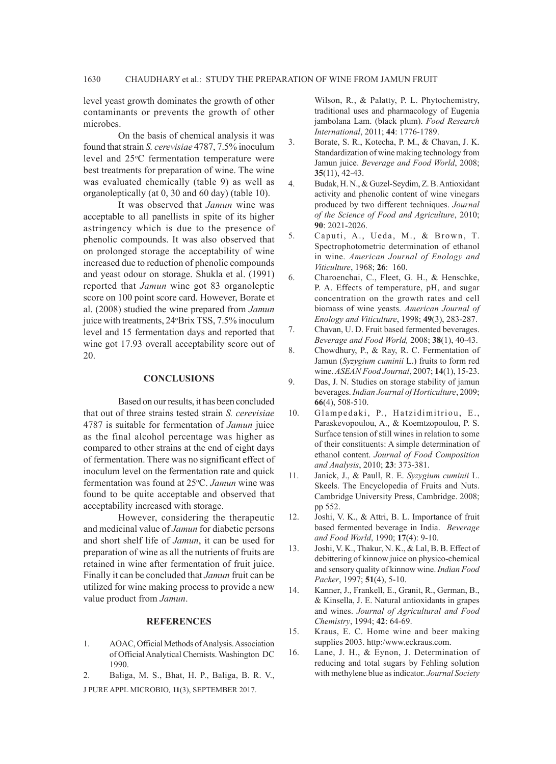level yeast growth dominates the growth of other contaminants or prevents the growth of other microbes.

On the basis of chemical analysis it was found that strain *S. cerevisiae* 4787, 7.5% inoculum level and 25°C fermentation temperature were best treatments for preparation of wine. The wine was evaluated chemically (table 9) as well as organoleptically (at 0, 30 and 60 day) (table 10).

It was observed that *Jamun* wine was acceptable to all panellists in spite of its higher astringency which is due to the presence of phenolic compounds. It was also observed that on prolonged storage the acceptability of wine increased due to reduction of phenolic compounds and yeast odour on storage. Shukla et al. (1991) reported that *Jamun* wine got 83 organoleptic score on 100 point score card. However, Borate et al. (2008) studied the wine prepared from *Jamun* juice with treatments, 24°Brix TSS, 7.5% inoculum level and 15 fermentation days and reported that wine got 17.93 overall acceptability score out of 20.

## CONCLUSIONS

Based on our results, it has been concluded that out of three strains tested strain *S. cerevisiae* 4787 is suitable for fermentation of *Jamun* juice as the final alcohol percentage was higher as compared to other strains at the end of eight days of fermentation. There was no significant effect of inoculum level on the fermentation rate and quick fermentation was found at 25°C. *Jamun* wine was found to be quite acceptable and observed that acceptability increased with storage.

However, considering the therapeutic and medicinal value of *Jamun* for diabetic persons and short shelf life of *Jamun*, it can be used for preparation of wine as all the nutrients of fruits are retained in wine after fermentation of fruit juice. Finally it can be concluded that *Jamun* fruit can be utilized for wine making process to provide a new value product from *Jamun*.

## REFERENCES

1. AOAC, Official Methods of Analysis. Association of Official Analytical Chemists. Washington DC 1990.
2. Baliga, M. S., Bhat, H. P., Baliga, B. R. V., Wilson, R., & Palatty, P. L. Phytochemistry, traditional uses and pharmacology of Eugenia jambolana Lam. (black plum). *Food Research International*, 2011; **44**: 1776-1789.
3. Borate, S. R., Kotecha, P. M., & Chavan, J. K. Standardization of wine making technology from Jamun juice. *Beverage and Food World*, 2008; **35**(11), 42-43.
4. Budak, H. N., & Guzel-Seydim, Z. B. Antioxidant activity and phenolic content of wine vinegars produced by two different techniques. *Journal of the Science of Food and Agriculture*, 2010; **90**: 2021-2026.
5. Caputi, A., Ueda, M., & Brown, T. Spectrophotometric determination of ethanol in wine. *American Journal of Enology and Viticulture*, 1968; **26**: 160.
6. Charoenchai, C., Fleet, G. H., & Henschke, P. A. Effects of temperature, pH, and sugar concentration on the growth rates and cell biomass of wine yeasts. *American Journal of Enology and Viticulture*, 1998; **49**(3), 283-287.
7. Chavan, U. D. Fruit based fermented beverages. *Beverage and Food World,* 2008; **38**(1), 40-43.
8. Chowdhury, P., & Ray, R. C. Fermentation of Jamun (*Syzygium cuminii* L.) fruits to form red wine. *ASEAN Food Journal*, 2007; **14**(1), 15-23.
9. Das, J. N. Studies on storage stability of jamun beverages. *Indian Journal of Horticulture*, 2009; **66**(4), 508-510.
10. Glampedaki, P., Hatzidimitriou, E., Paraskevopoulou, A., & Koemtzopoulou, P. S. Surface tension of still wines in relation to some of their constituents: A simple determination of ethanol content. *Journal of Food Composition and Analysis*, 2010; **23**: 373-381.
11. Janick, J., & Paull, R. E. *Syzygium cuminii* L. Skeels. The Encyclopedia of Fruits and Nuts. Cambridge University Press, Cambridge. 2008; pp 552.
12. Joshi, V. K., & Attri, B. L. Importance of fruit based fermented beverage in India. *Beverage and Food World*, 1990; **17**(4): 9-10.
13. Joshi, V. K., Thakur, N. K., & Lal, B. B. Effect of debittering of kinnow juice on physico-chemical and sensory quality of kinnow wine. *Indian Food Packer*, 1997; **51**(4), 5-10.
14. Kanner, J., Frankell, E., Granit, R., German, B., & Kinsella, J. E. Natural antioxidants in grapes and wines. *Journal of Agricultural and Food Chemistry*, 1994; **42**: 64-69.
15. Kraus, E. C. Home wine and beer making supplies 2003. http:/www.eckraus.com.
16. Lane, J. H., & Eynon, J. Determination of reducing and total sugars by Fehling solution with methylene blue as indicator. *Journal Society*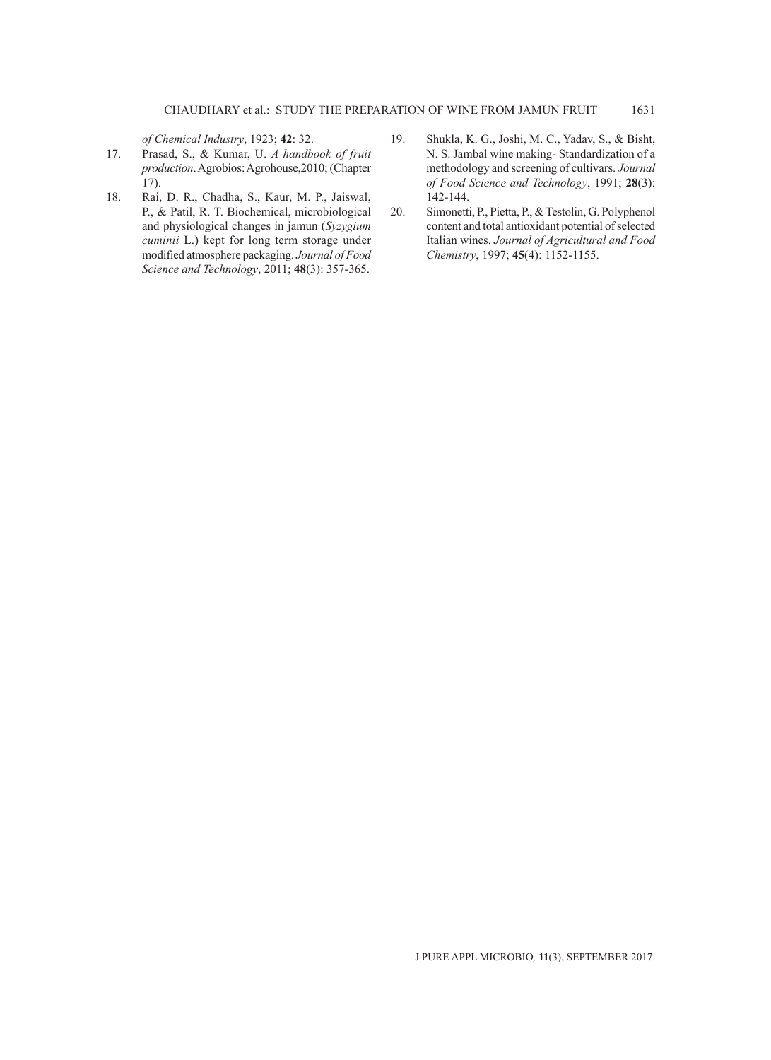*of Chemical Industry*, 1923; **42**: 32.

17. Prasad, S., & Kumar, U. *A handbook of fruit production*. Agrobios: Agrohouse,2010; (Chapter 17).
18. Rai, D. R., Chadha, S., Kaur, M. P., Jaiswal, P., & Patil, R. T. Biochemical, microbiological and physiological changes in jamun (*Syzygium cuminii* L.) kept for long term storage under modified atmosphere packaging. *Journal of Food Science and Technology*, 2011; **48**(3): 357-365.
19. Shukla, K. G., Joshi, M. C., Yadav, S., & Bisht, N. S. Jambal wine making- Standardization of a methodology and screening of cultivars. *Journal of Food Science and Technology*, 1991; **28**(3): 142-144.
20. Simonetti, P., Pietta, P., & Testolin, G. Polyphenol content and total antioxidant potential of selected Italian wines. *Journal of Agricultural and Food Chemistry*, 1997; **45**(4): 1152-1155.